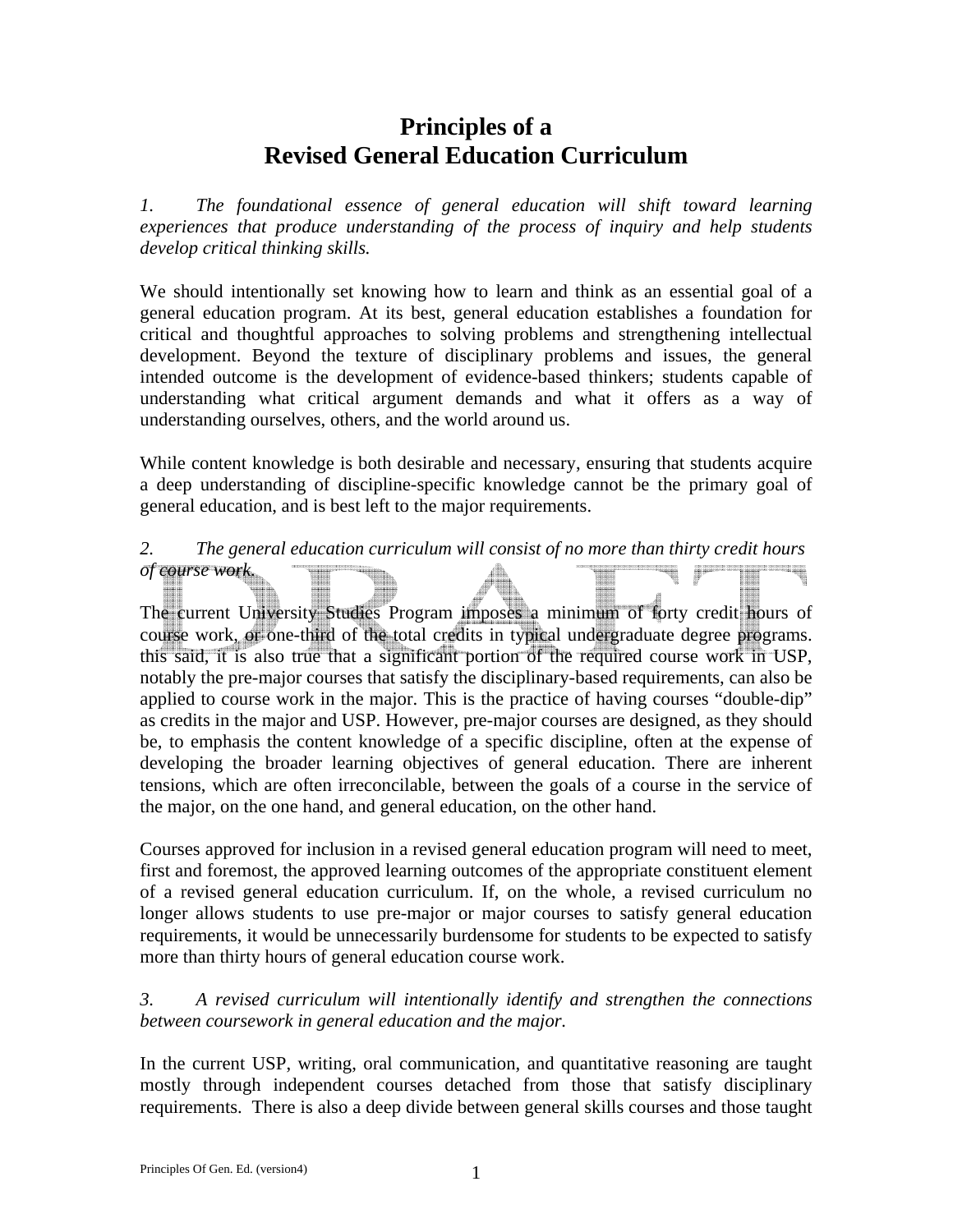# Principles of a Revised General Education Curriculum

*1. The foundational essence of general education will shift toward learning experiences that produce understanding of the process of inquiry and help students develop critical thinking skills.*

We should intentionally set knowing how to learn and think as an essential goal of a general education program. At its best, general education establishes a foundation for critical and thoughtful approaches to solving problems and strengthening intellectual development. Beyond the texture of disciplinary problems and issues, the general intended outcome is the development of evidence-based thinkers; students capable of understanding what critical argument demands and what it offers as a way of understanding ourselves, others, and the world around us.

While content knowledge is both desirable and necessary, ensuring that students acquire a deep understanding of discipline-specific knowledge cannot be the primary goal of general education, and is best left to the major requirements.

*2. The general education curriculum will consist of no more than thirty credit hours of course work.*

The current University Studies Program imposes a minimum of forty credit hours of course work, or one-third of the total credits in typical undergraduate degree programs. this said, it is also true that a significant portion of the required course work in USP, notably the pre-major courses that satisfy the disciplinary-based requirements, can also be applied to course work in the major. This is the practice of having courses "double-dip" as credits in the major and USP. However, pre-major courses are designed, as they should be, to emphasis the content knowledge of a specific discipline, often at the expense of developing the broader learning objectives of general education. There are inherent tensions, which are often irreconcilable, between the goals of a course in the service of the major, on the one hand, and general education, on the other hand.

Courses approved for inclusion in a revised general education program will need to meet, first and foremost, the approved learning outcomes of the appropriate constituent element of a revised general education curriculum. If, on the whole, a revised curriculum no longer allows students to use pre-major or major courses to satisfy general education requirements, it would be unnecessarily burdensome for students to be expected to satisfy more than thirty hours of general education course work.

*3. A revised curriculum will intentionally identify and strengthen the connections between coursework in general education and the major.*

In the current USP, writing, oral communication, and quantitative reasoning are taught mostly through independent courses detached from those that satisfy disciplinary requirements. There is also a deep divide between general skills courses and those taught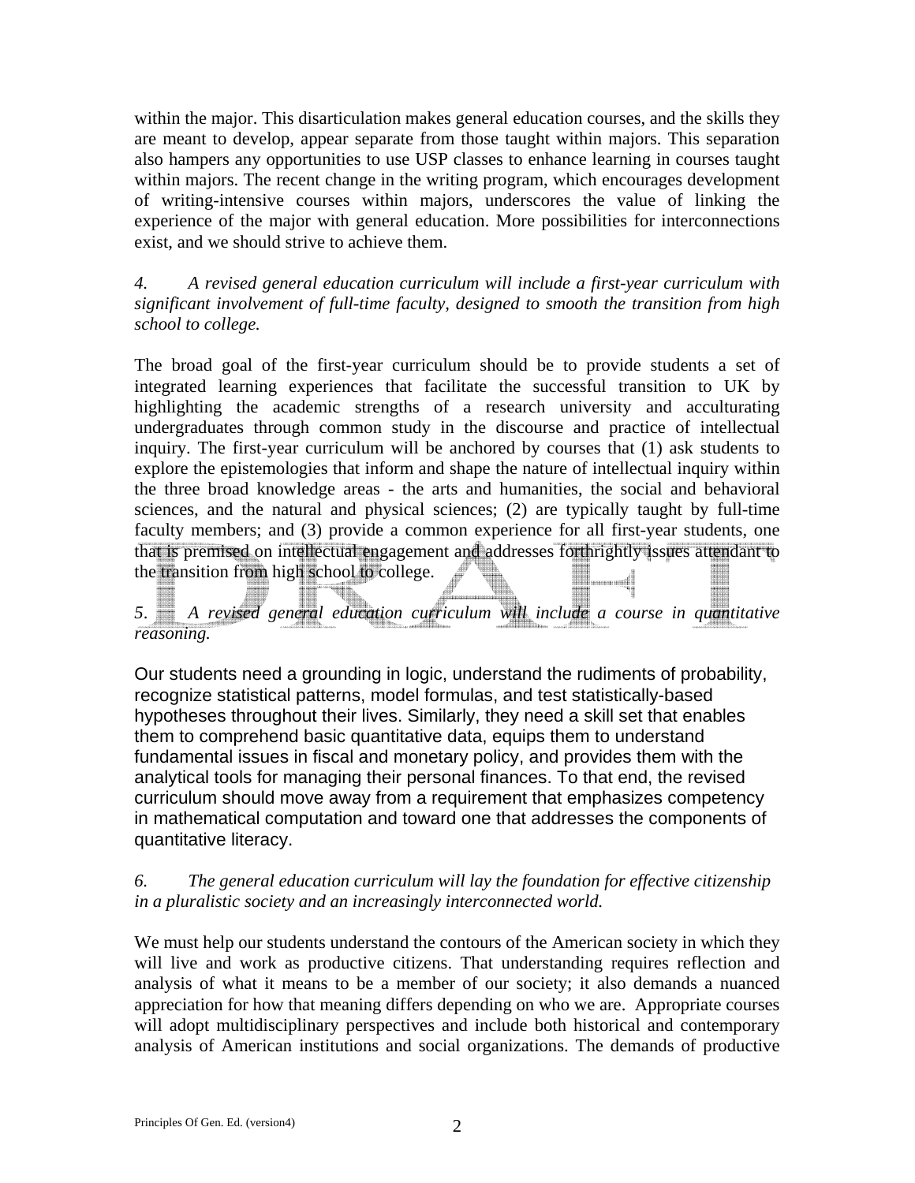within the major. This disarticulation makes general education courses, and the skills they are meant to develop, appear separate from those taught within majors. This separation also hampers any opportunities to use USP classes to enhance learning in courses taught within majors. The recent change in the writing program, which encourages development of writing-intensive courses within majors, underscores the value of linking the experience of the major with general education. More possibilities for interconnections exist, and we should strive to achieve them.

*4. A revised general education curriculum will include a first-year curriculum with significant involvement of full-time faculty, designed to smooth the transition from high school to college.*

The broad goal of the first-year curriculum should be to provide students a set of integrated learning experiences that facilitate the successful transition to UK by highlighting the academic strengths of a research university and acculturating undergraduates through common study in the discourse and practice of intellectual inquiry. The first-year curriculum will be anchored by courses that (1) ask students to explore the epistemologies that inform and shape the nature of intellectual inquiry within the three broad knowledge areas - the arts and humanities, the social and behavioral sciences, and the natural and physical sciences; (2) are typically taught by full-time faculty members; and (3) provide a common experience for all first-year students, one that is premised on intellectual engagement and addresses forthrightly issues attendant to the transition from high school to college.

*5. A revised general education curriculum will include a course in quantitative reasoning.*

Our students need a grounding in logic, understand the rudiments of probability, recognize statistical patterns, model formulas, and test statistically-based hypotheses throughout their lives. Similarly, they need a skill set that enables them to comprehend basic quantitative data, equips them to understand fundamental issues in fiscal and monetary policy, and provides them with the analytical tools for managing their personal finances. To that end, the revised curriculum should move away from a requirement that emphasizes competency in mathematical computation and toward one that addresses the components of quantitative literacy.

*6. The general education curriculum will lay the foundation for effective citizenship in a pluralistic society and an increasingly interconnected world.*

We must help our students understand the contours of the American society in which they will live and work as productive citizens. That understanding requires reflection and analysis of what it means to be a member of our society; it also demands a nuanced appreciation for how that meaning differs depending on who we are. Appropriate courses will adopt multidisciplinary perspectives and include both historical and contemporary analysis of American institutions and social organizations. The demands of productive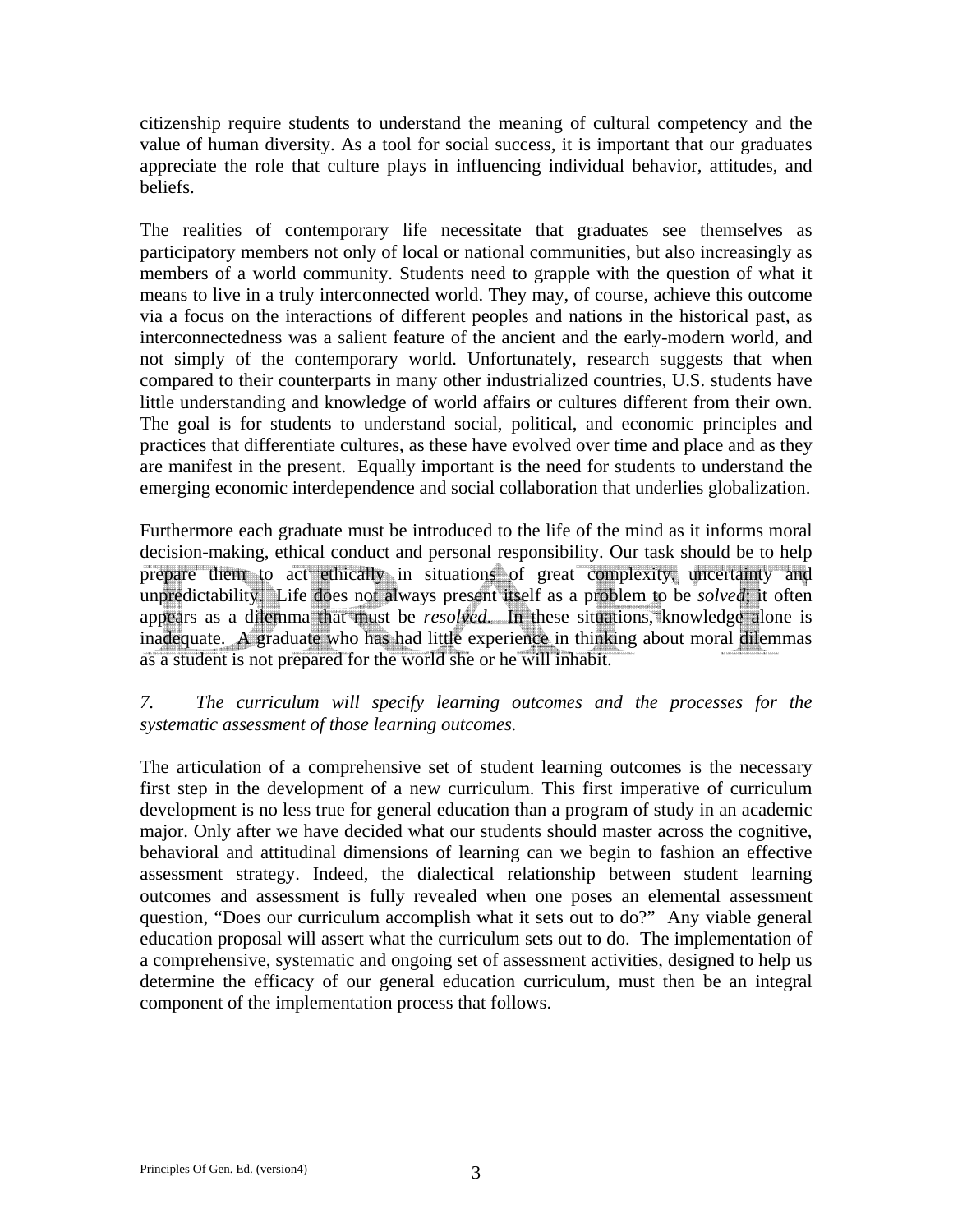citizenship require students to understand the meaning of cultural competency and the value of human diversity. As a tool for social success, it is important that our graduates appreciate the role that culture plays in influencing individual behavior, attitudes, and beliefs.

The realities of contemporary life necessitate that graduates see themselves as participatory members not only of local or national communities, but also increasingly as members of a world community. Students need to grapple with the question of what it means to live in a truly interconnected world. They may, of course, achieve this outcome via a focus on the interactions of different peoples and nations in the historical past, as interconnectedness was a salient feature of the ancient and the early-modern world, and not simply of the contemporary world. Unfortunately, research suggests that when compared to their counterparts in many other industrialized countries, U.S. students have little understanding and knowledge of world affairs or cultures different from their own. The goal is for students to understand social, political, and economic principles and practices that differentiate cultures, as these have evolved over time and place and as they are manifest in the present. Equally important is the need for students to understand the emerging economic interdependence and social collaboration that underlies globalization.

Furthermore each graduate must be introduced to the life of the mind as it informs moral decision-making, ethical conduct and personal responsibility. Our task should be to help prepare them to act ethically in situations of great complexity, uncertainty and unpredictability. Life does not always present itself as a problem to be *solved*; it often appears as a dilemma that must be *resolved*. In these situations, knowledge alone is inadequate. A graduate who has had little experience in thinking about moral dilemmas as a student is not prepared for the world she or he will inhabit.

*7. The curriculum will specify learning outcomes and the processes for the systematic assessment of those learning outcomes.*

The articulation of a comprehensive set of student learning outcomes is the necessary first step in the development of a new curriculum. This first imperative of curriculum development is no less true for general education than a program of study in an academic major. Only after we have decided what our students should master across the cognitive, behavioral and attitudinal dimensions of learning can we begin to fashion an effective assessment strategy. Indeed, the dialectical relationship between student learning outcomes and assessment is fully revealed when one poses an elemental assessment question, "Does our curriculum accomplish what it sets out to do?" Any viable general education proposal will assert what the curriculum sets out to do. The implementation of a comprehensive, systematic and ongoing set of assessment activities, designed to help us determine the efficacy of our general education curriculum, must then be an integral component of the implementation process that follows.